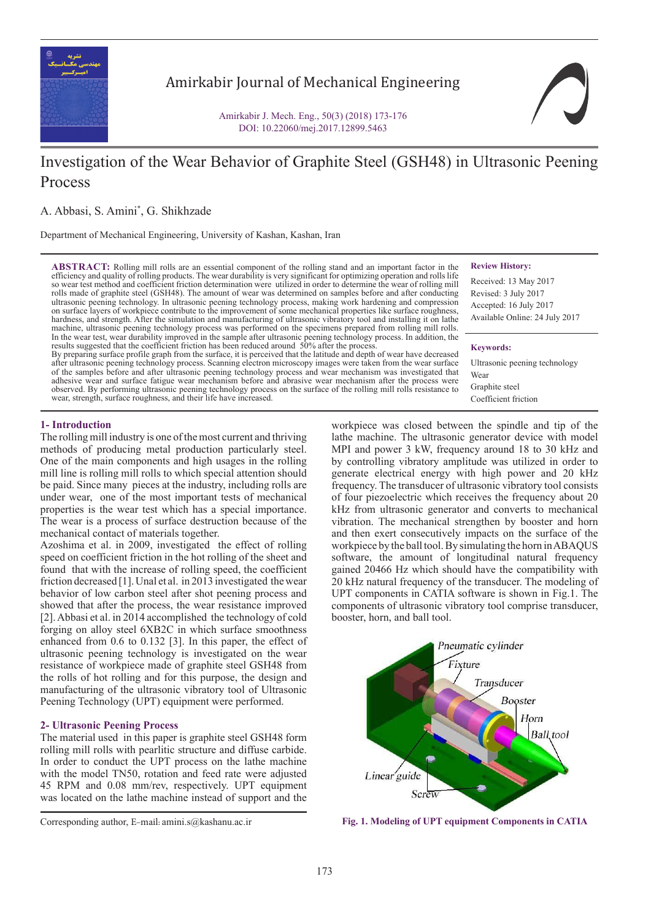# Investigation of the Wear Behavior of Graphite Steel (GSH48) in Ultrasonic Peening Process

A. Abbasi, S. Amini*, G. Shikhzade

Department of Mechanical Engineering, University of Kashan, Kashan, Iran

**ABSTRACT:** Rolling mill rolls are an essential component of the rolling stand and an important factor in the efficiency and quality of rolling products. The wear durability is very significant for optimizing operation and rolls life so wear test method and coefficient friction determination were utilized in order to determine the wear of rolling mill rolls made of graphite steel (GSH48). The amount of wear was determined on samples before and after conducting ultrasonic peening technology. In ultrasonic peening technology process, making work hardening and compression on surface layers of workpiece contribute to the improvement of some mechanical properties like surface roughness, hardness, and strength. After the simulation and manufacturing of ultrasonic vibratory tool and installing it on lathe machine, ultrasonic peening technology process was performed on the specimens prepared from rolling mill rolls. In the wear test, wear durability improved in the sample after ultrasonic peening technology process. In addition, the results suggested that the coefficient friction has been reduced around 50% after the process.
By preparing surface profile graph from the surface, it is perceived that the latitude and depth of wear have decreased after ultrasonic peening technology process. Scanning electron microscopy images were taken from the wear surface of the samples before and after ultrasonic peening technology process and wear mechanism was investigated that adhesive wear and surface fatigue wear mechanism before and abrasive wear mechanism after the process were observed. By performing ultrasonic peening technology process on the surface of the rolling mill rolls resistance to wear, strength, surface roughness, and their life have increased.

**Review History:**

Received: 13 May 2017
Revised: 3 July 2017
Accepted: 16 July 2017
Available Online: 24 July 2017

**Keywords:**

Ultrasonic peening technology
Wear
Graphite steel
Coefficient friction

## 1- Introduction

The rolling mill industry is one of the most current and thriving methods of producing metal production particularly steel. One of the main components and high usages in the rolling mill line is rolling mill rolls to which special attention should be paid. Since many pieces at the industry, including rolls are under wear, one of the most important tests of mechanical properties is the wear test which has a special importance. The wear is a process of surface destruction because of the mechanical contact of materials together.

Azoshima et al. in 2009, investigated the effect of rolling speed on coefficient friction in the hot rolling of the sheet and found that with the increase of rolling speed, the coefficient friction decreased [1]. Unal et al. in 2013 investigated the wear behavior of low carbon steel after shot peening process and showed that after the process, the wear resistance improved [2]. Abbasi et al. in 2014 accomplished the technology of cold forging on alloy steel 6XB2C in which surface smoothness enhanced from 0.6 to 0.132 [3]. In this paper, the effect of ultrasonic peening technology is investigated on the wear resistance of workpiece made of graphite steel GSH48 from the rolls of hot rolling and for this purpose, the design and manufacturing of the ultrasonic vibratory tool of Ultrasonic Peening Technology (UPT) equipment were performed.

## 2- Ultrasonic Peening Process

The material used in this paper is graphite steel GSH48 form rolling mill rolls with pearlitic structure and diffuse carbide. In order to conduct the UPT process on the lathe machine with the model TN50, rotation and feed rate were adjusted 45 RPM and 0.08 mm/rev, respectively. UPT equipment was located on the lathe machine instead of support and the workpiece was closed between the spindle and tip of the lathe machine. The ultrasonic generator device with model MPI and power 3 kW, frequency around 18 to 30 kHz and by controlling vibratory amplitude was utilized in order to generate electrical energy with high power and 20 kHz frequency. The transducer of ultrasonic vibratory tool consists of four piezoelectric which receives the frequency about 20 kHz from ultrasonic generator and converts to mechanical vibration. The mechanical strengthen by booster and horn and then exert consecutively impacts on the surface of the workpiece by the ball tool. By simulating the horn in ABAQUS software, the amount of longitudinal natural frequency gained 20466 Hz which should have the compatibility with 20 kHz natural frequency of the transducer. The modeling of UPT components in CATIA software is shown in Fig.1. The components of ultrasonic vibratory tool comprise transducer, booster, horn, and ball tool.

Fig. 1. Modeling of UPT equipment Components in CATIA

Corresponding author, E-mail: amini.s@kashanu.ac.ir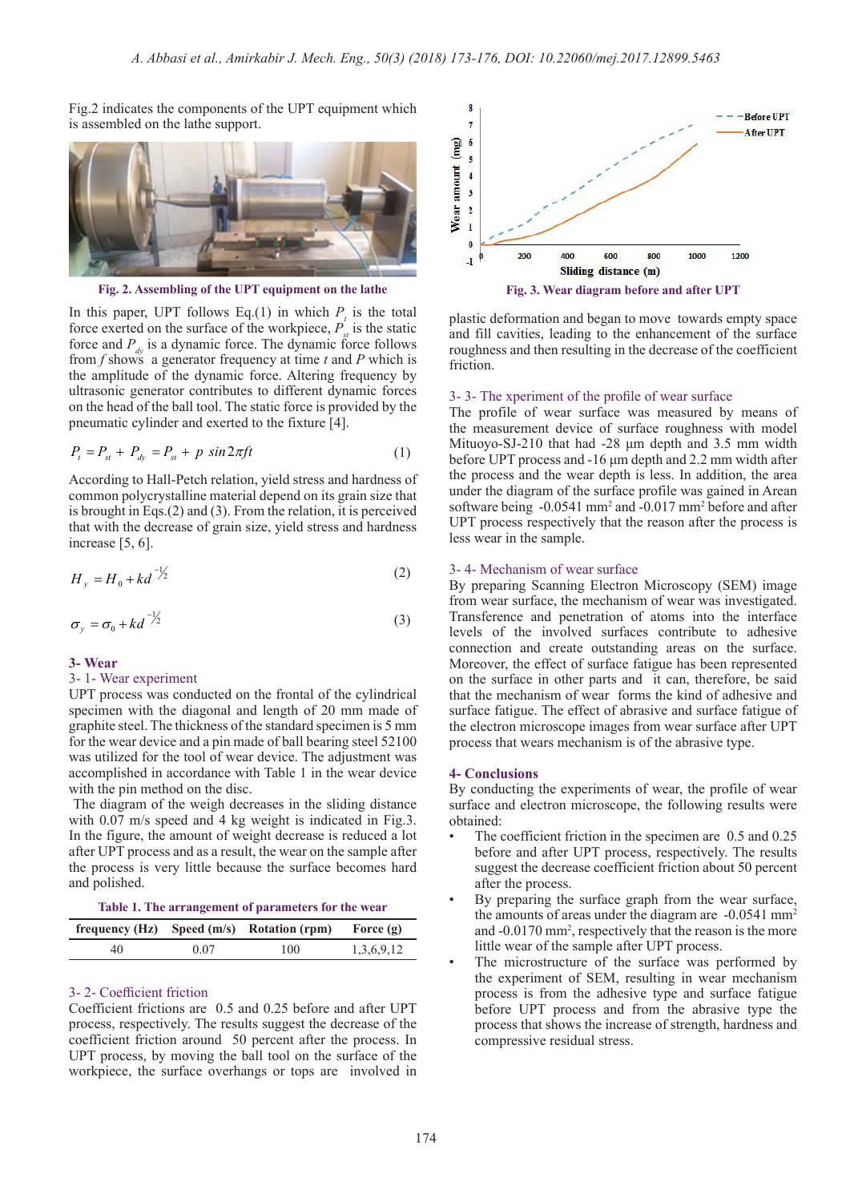Fig.2 indicates the components of the UPT equipment which is assembled on the lathe support.

Fig. 2. Assembling of the UPT equipment on the lathe

In this paper, UPT follows Eq.(1) in which $P_t$ is the total force exerted on the surface of the workpiece, $P_{st}$ is the static force and $P_{dy}$ is a dynamic force. The dynamic force follows from $f$ shows a generator frequency at time $t$ and $P$ which is the amplitude of the dynamic force. Altering frequency by ultrasonic generator contributes to different dynamic forces on the head of the ball tool. The static force is provided by the pneumatic cylinder and exerted to the fixture [4].

$$P_t = P_{st} + P_{dy} = P_{st} + p\ \sin 2\pi f t \qquad (1)$$

According to Hall-Petch relation, yield stress and hardness of common polycrystalline material depend on its grain size that is brought in Eqs.(2) and (3). From the relation, it is perceived that with the decrease of grain size, yield stress and hardness increase [5, 6].

$$H_y = H_0 + kd^{-1/2} \qquad (2)$$

$$\sigma_y = \sigma_0 + kd^{-1/2} \qquad (3)$$

## 3- Wear

### 3- 1- Wear experiment

UPT process was conducted on the frontal of the cylindrical specimen with the diagonal and length of 20 mm made of graphite steel. The thickness of the standard specimen is 5 mm for the wear device and a pin made of ball bearing steel 52100 was utilized for the tool of wear device. The adjustment was accomplished in accordance with Table 1 in the wear device with the pin method on the disc.

The diagram of the weigh decreases in the sliding distance with 0.07 m/s speed and 4 kg weight is indicated in Fig.3. In the figure, the amount of weight decrease is reduced a lot after UPT process and as a result, the wear on the sample after the process is very little because the surface becomes hard and polished.

Table 1. The arrangement of parameters for the wear

| frequency (Hz) | Speed (m/s) | Rotation (rpm) | Force (g) |
|---|---|---|---|
| 40 | 0.07 | 100 | 1,3,6,9,12 |

### 3- 2- Coefficient friction

Coefficient frictions are 0.5 and 0.25 before and after UPT process, respectively. The results suggest the decrease of the coefficient friction around 50 percent after the process. In UPT process, by moving the ball tool on the surface of the workpiece, the surface overhangs or tops are involved in plastic deformation and began to move towards empty space and fill cavities, leading to the enhancement of the surface roughness and then resulting in the decrease of the coefficient friction.

Fig. 3. Wear diagram before and after UPT

### 3- 3- The xperiment of the profile of wear surface

The profile of wear surface was measured by means of the measurement device of surface roughness with model Mituoyo-SJ-210 that had -28 µm depth and 3.5 mm width before UPT process and -16 µm depth and 2.2 mm width after the process and the wear depth is less. In addition, the area under the diagram of the surface profile was gained in Arean software being -0.0541 mm$^2$ and -0.017 mm$^2$ before and after UPT process respectively that the reason after the process is less wear in the sample.

### 3- 4- Mechanism of wear surface

By preparing Scanning Electron Microscopy (SEM) image from wear surface, the mechanism of wear was investigated. Transference and penetration of atoms into the interface levels of the involved surfaces contribute to adhesive connection and create outstanding areas on the surface. Moreover, the effect of surface fatigue has been represented on the surface in other parts and it can, therefore, be said that the mechanism of wear forms the kind of adhesive and surface fatigue. The effect of abrasive and surface fatigue of the electron microscope images from wear surface after UPT process that wears mechanism is of the abrasive type.

## 4- Conclusions

By conducting the experiments of wear, the profile of wear surface and electron microscope, the following results were obtained:

- The coefficient friction in the specimen are 0.5 and 0.25 before and after UPT process, respectively. The results suggest the decrease coefficient friction about 50 percent after the process.
- By preparing the surface graph from the wear surface, the amounts of areas under the diagram are -0.0541 mm$^2$ and -0.0170 mm$^2$, respectively that the reason is the more little wear of the sample after UPT process.
- The microstructure of the surface was performed by the experiment of SEM, resulting in wear mechanism process is from the adhesive type and surface fatigue before UPT process and from the abrasive type the process that shows the increase of strength, hardness and compressive residual stress.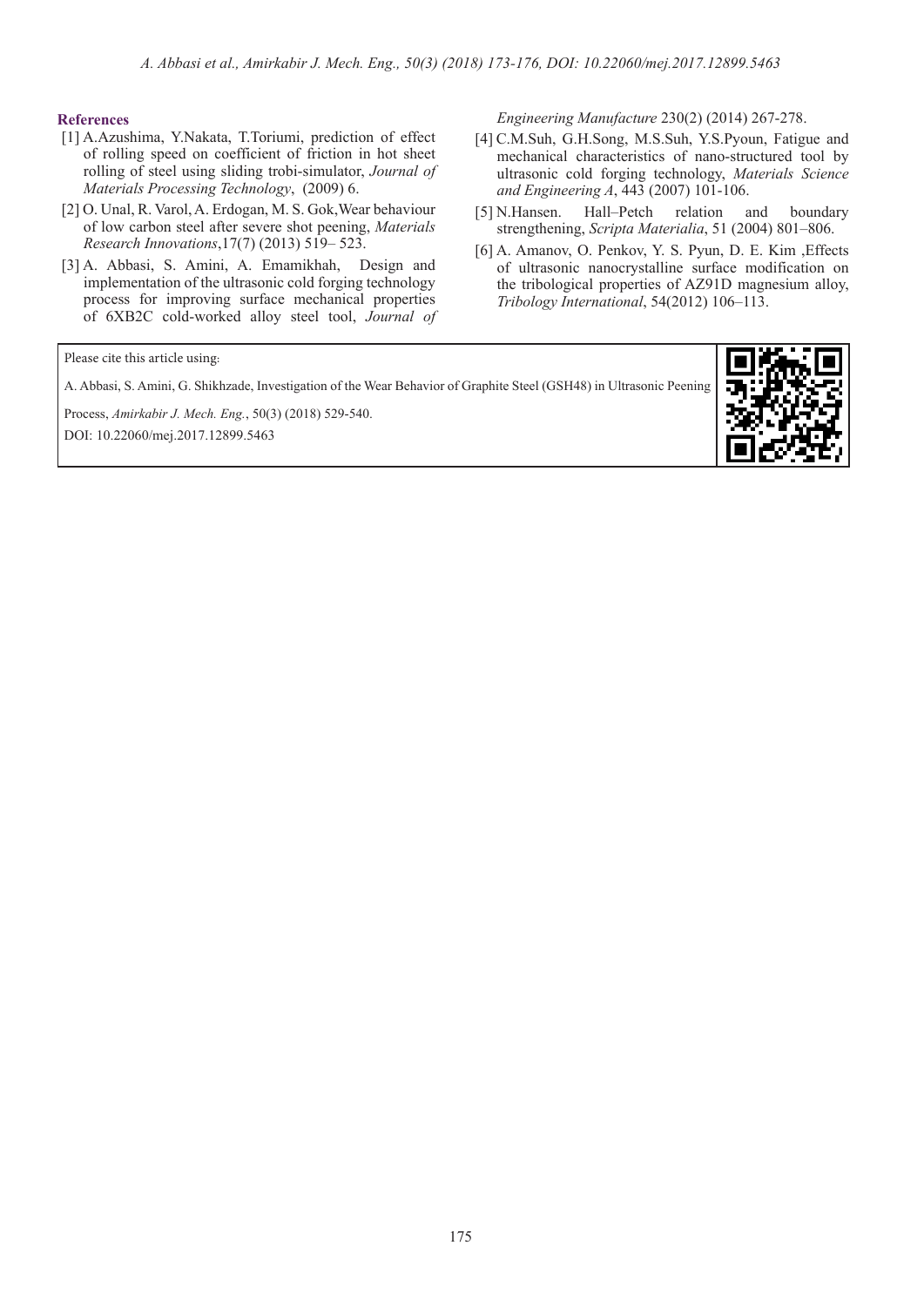## References

[1] A.Azushima, Y.Nakata, T.Toriumi, prediction of effect of rolling speed on coefficient of friction in hot sheet rolling of steel using sliding trobi-simulator, *Journal of Materials Processing Technology*, (2009) 6.

[2] O. Unal, R. Varol, A. Erdogan, M. S. Gok,Wear behaviour of low carbon steel after severe shot peening, *Materials Research Innovations*,17(7) (2013) 519– 523.

[3] A. Abbasi, S. Amini, A. Emamikhah, Design and implementation of the ultrasonic cold forging technology process for improving surface mechanical properties of 6XB2C cold-worked alloy steel tool, *Journal of Engineering Manufacture* 230(2) (2014) 267-278.

[4] C.M.Suh, G.H.Song, M.S.Suh, Y.S.Pyoun, Fatigue and mechanical characteristics of nano-structured tool by ultrasonic cold forging technology, *Materials Science and Engineering A*, 443 (2007) 101-106.

[5] N.Hansen. Hall–Petch relation and boundary strengthening, *Scripta Materialia*, 51 (2004) 801–806.

[6] A. Amanov, O. Penkov, Y. S. Pyun, D. E. Kim ,Effects of ultrasonic nanocrystalline surface modification on the tribological properties of AZ91D magnesium alloy, *Tribology International*, 54(2012) 106–113.

Please cite this article using:

A. Abbasi, S. Amini, G. Shikhzade, Investigation of the Wear Behavior of Graphite Steel (GSH48) in Ultrasonic Peening Process, *Amirkabir J. Mech. Eng.*, 50(3) (2018) 529-540.

DOI: 10.22060/mej.2017.12899.5463